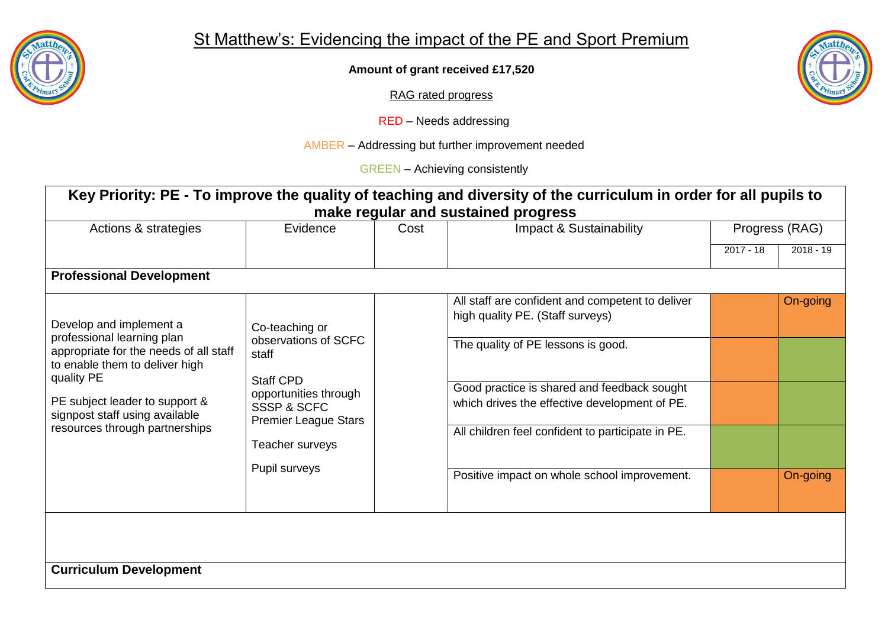# St Matthew's: Evidencing the impact of the PE and Sport Premium

**Amount of grant received £17,520**

RAG rated progress

RED – Needs addressing

AMBER – Addressing but further improvement needed

GREEN – Achieving consistently

## Key Priority: PE - To improve the quality of teaching and diversity of the curriculum in order for all pupils to make regular and sustained progress

| Actions & strategies | Evidence | Cost | Impact & Sustainability | Progress (RAG) 2017 - 18 | Progress (RAG) 2018 - 19 |
|---|---|---|---|---|---|
| **Professional Development** | | | | | |
| Develop and implement a professional learning plan appropriate for the needs of all staff to enable them to deliver high quality PE<br><br>PE subject leader to support & signpost staff using available resources through partnerships | Co-teaching or observations of SCFC staff<br><br>Staff CPD opportunities through SSSP & SCFC Premier League Stars<br><br>Teacher surveys<br><br>Pupil surveys | | All staff are confident and competent to deliver high quality PE. (Staff surveys) | AMBER | On-going (AMBER) |
| | | | The quality of PE lessons is good. | AMBER | GREEN |
| | | | Good practice is shared and feedback sought which drives the effective development of PE. | AMBER | GREEN |
| | | | All children feel confident to participate in PE. | GREEN | GREEN |
| | | | Positive impact on whole school improvement. | AMBER | On-going (AMBER) |
| **Curriculum Development** | | | | | |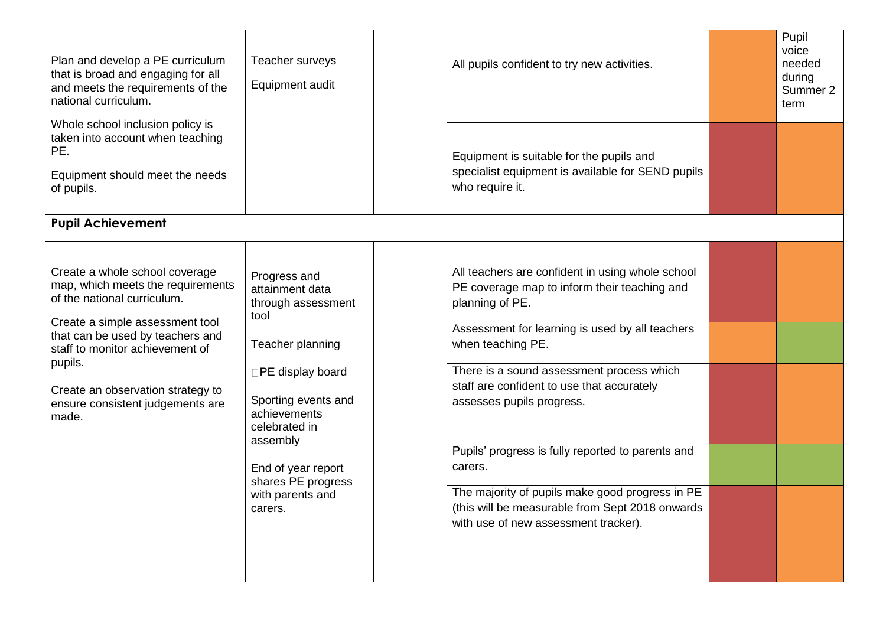| | | | | | |
|---|---|---|---|---|---|
| Plan and develop a PE curriculum that is broad and engaging for all and meets the requirements of the national curriculum.<br><br>Whole school inclusion policy is taken into account when teaching PE.<br><br>Equipment should meet the needs of pupils. | Teacher surveys<br><br>Equipment audit | | All pupils confident to try new activities. | | Pupil voice needed during Summer 2 term |
| | | | Equipment is suitable for the pupils and specialist equipment is available for SEND pupils who require it. | | |
| **Pupil Achievement** | | | | | |
| Create a whole school coverage map, which meets the requirements of the national curriculum.<br><br>Create a simple assessment tool that can be used by teachers and staff to monitor achievement of pupils.<br><br>Create an observation strategy to ensure consistent judgements are made. | Progress and attainment data through assessment tool<br><br>Teacher planning<br><br>PE display board<br><br>Sporting events and achievements celebrated in assembly<br><br>End of year report shares PE progress with parents and carers. | | All teachers are confident in using whole school PE coverage map to inform their teaching and planning of PE. | | |
| | | | Assessment for learning is used by all teachers when teaching PE. | | |
| | | | There is a sound assessment process which staff are confident to use that accurately assesses pupils progress. | | |
| | | | Pupils' progress is fully reported to parents and carers. | | |
| | | | The majority of pupils make good progress in PE (this will be measurable from Sept 2018 onwards with use of new assessment tracker). | | |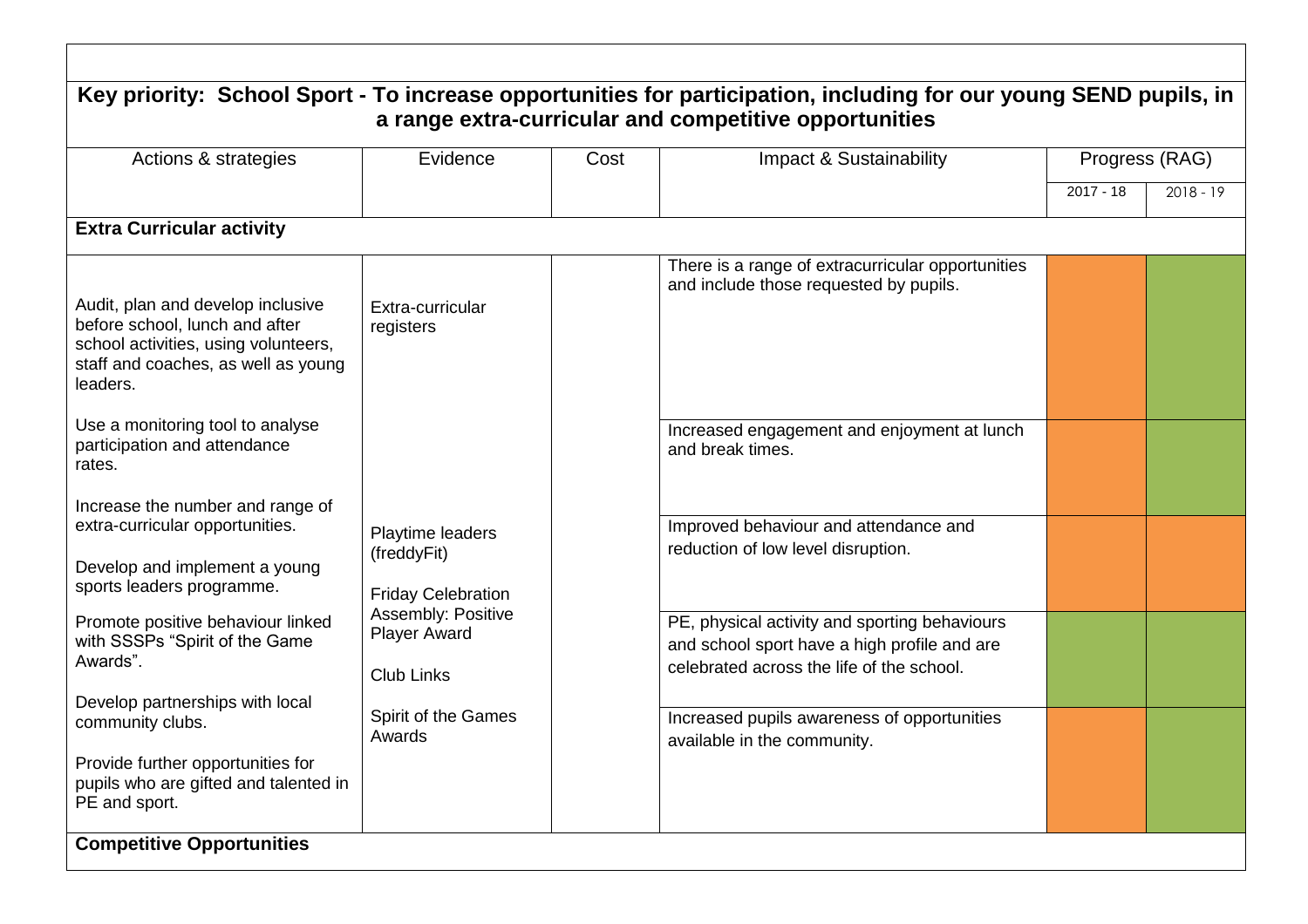## Key priority: School Sport - To increase opportunities for participation, including for our young SEND pupils, in a range extra-curricular and competitive opportunities

| Actions & strategies | Evidence | Cost | Impact & Sustainability | Progress (RAG) 2017 - 18 | Progress (RAG) 2018 - 19 |
|---|---|---|---|---|---|
| **Extra Curricular activity** | | | | | |
| Audit, plan and develop inclusive before school, lunch and after school activities, using volunteers, staff and coaches, as well as young leaders.<br><br>Use a monitoring tool to analyse participation and attendance rates.<br><br>Increase the number and range of extra-curricular opportunities.<br><br>Develop and implement a young sports leaders programme.<br><br>Promote positive behaviour linked with SSSPs "Spirit of the Game Awards".<br><br>Develop partnerships with local community clubs.<br><br>Provide further opportunities for pupils who are gifted and talented in PE and sport. | Extra-curricular registers<br><br>Playtime leaders (freddyFit)<br><br>Friday Celebration Assembly: Positive Player Award<br><br>Club Links<br><br>Spirit of the Games Awards | | There is a range of extracurricular opportunities and include those requested by pupils. | Amber | Green |
| | | | Increased engagement and enjoyment at lunch and break times. | Amber | Green |
| | | | Improved behaviour and attendance and reduction of low level disruption. | Amber | Amber |
| | | | PE, physical activity and sporting behaviours and school sport have a high profile and are celebrated across the life of the school. | Green | Green |
| | | | Increased pupils awareness of opportunities available in the community. | Amber | Green |
| **Competitive Opportunities** | | | | | |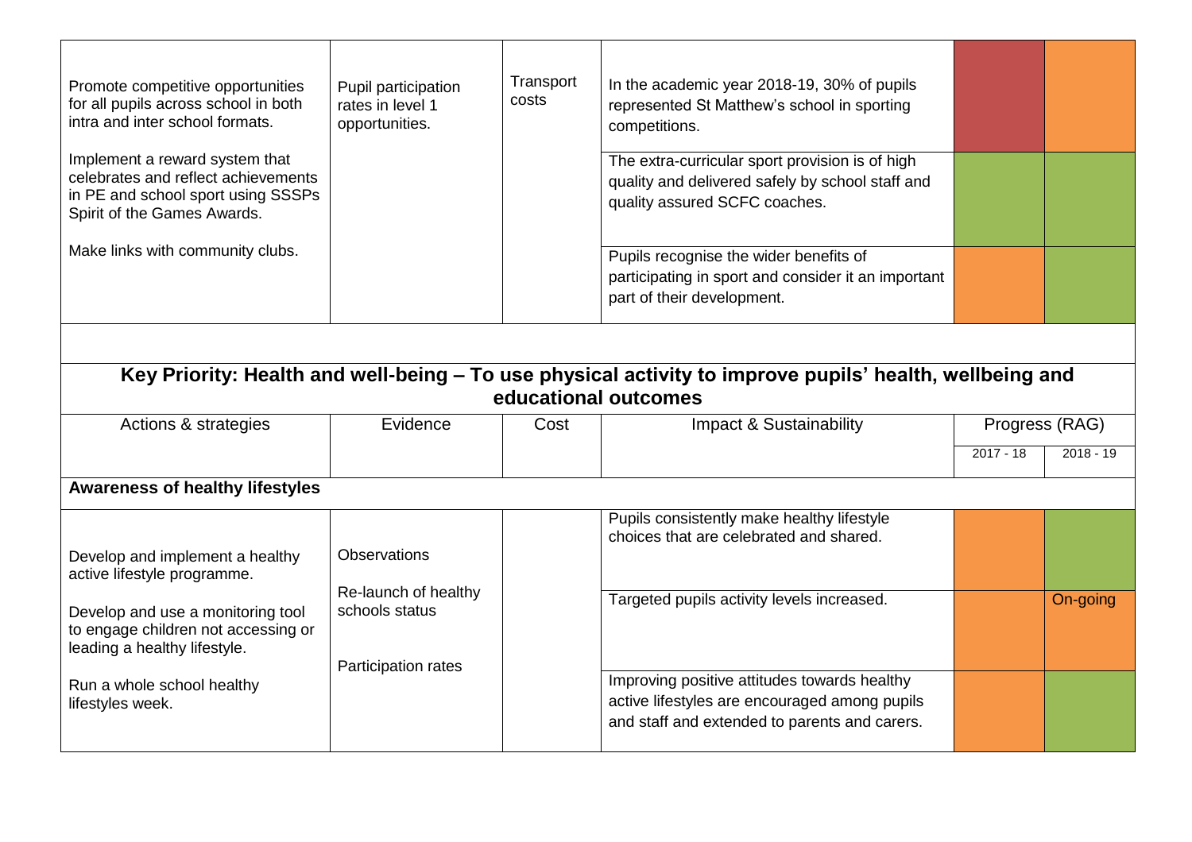| Actions & strategies | Evidence | Cost | Impact & Sustainability | 2017 - 18 | 2018 - 19 |
|---|---|---|---|---|---|
| Promote competitive opportunities for all pupils across school in both intra and inter school formats.<br><br>Implement a reward system that celebrates and reflect achievements in PE and school sport using SSSPs Spirit of the Games Awards.<br><br>Make links with community clubs. | Pupil participation rates in level 1 opportunities. | Transport costs | In the academic year 2018-19, 30% of pupils represented St Matthew's school in sporting competitions. | | |
| | | | The extra-curricular sport provision is of high quality and delivered safely by school staff and quality assured SCFC coaches. | | |
| | | | Pupils recognise the wider benefits of participating in sport and consider it an important part of their development. | | |

## Key Priority: Health and well-being – To use physical activity to improve pupils' health, wellbeing and educational outcomes

| Actions & strategies | Evidence | Cost | Impact & Sustainability | Progress (RAG) | |
|---|---|---|---|---|---|
| | | | | 2017 - 18 | 2018 - 19 |
| **Awareness of healthy lifestyles** | | | | | |
| Develop and implement a healthy active lifestyle programme.<br><br>Develop and use a monitoring tool to engage children not accessing or leading a healthy lifestyle.<br><br>Run a whole school healthy lifestyles week. | Observations<br><br>Re-launch of healthy schools status<br><br>Participation rates | | Pupils consistently make healthy lifestyle choices that are celebrated and shared. | | |
| | | | Targeted pupils activity levels increased. | | On-going |
| | | | Improving positive attitudes towards healthy active lifestyles are encouraged among pupils and staff and extended to parents and carers. | | |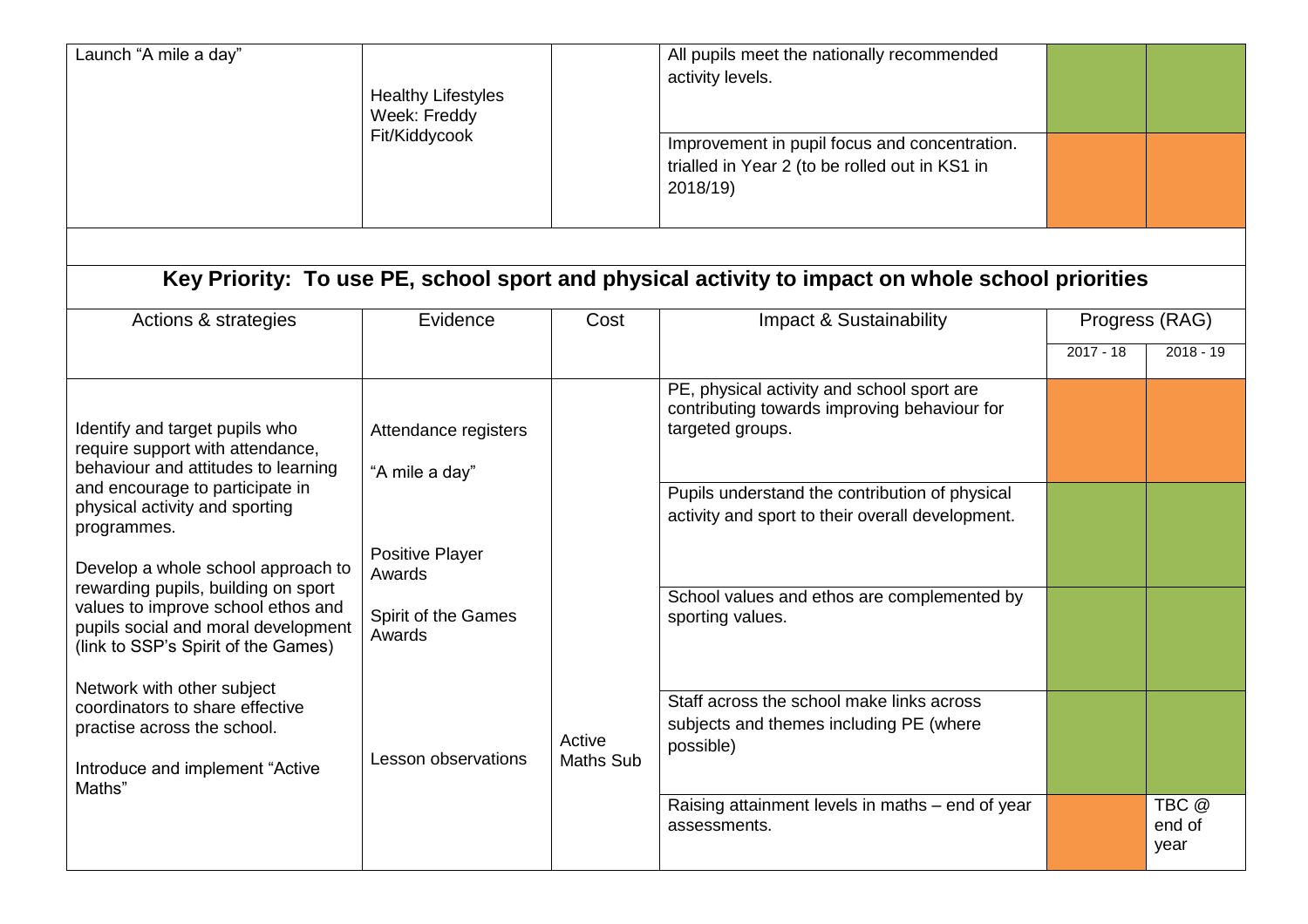| | | | | | |
|---|---|---|---|---|---|
| Launch "A mile a day" | Healthy Lifestyles Week: Freddy Fit/Kiddycook | | All pupils meet the nationally recommended activity levels. | | |
| | | | Improvement in pupil focus and concentration. trialled in Year 2 (to be rolled out in KS1 in 2018/19) | | |

## Key Priority: To use PE, school sport and physical activity to impact on whole school priorities

| Actions & strategies | Evidence | Cost | Impact & Sustainability | Progress (RAG) | |
|---|---|---|---|---|---|
| | | | | 2017 - 18 | 2018 - 19 |
| Identify and target pupils who require support with attendance, behaviour and attitudes to learning and encourage to participate in physical activity and sporting programmes. | Attendance registers<br><br>"A mile a day" | | PE, physical activity and school sport are contributing towards improving behaviour for targeted groups. | | |
| | | | Pupils understand the contribution of physical activity and sport to their overall development. | | |
| Develop a whole school approach to rewarding pupils, building on sport values to improve school ethos and pupils social and moral development (link to SSP's Spirit of the Games) | Positive Player Awards<br><br>Spirit of the Games Awards | | School values and ethos are complemented by sporting values. | | |
| Network with other subject coordinators to share effective practise across the school. | | | Staff across the school make links across subjects and themes including PE (where possible) | | |
| Introduce and implement "Active Maths" | Lesson observations | Active Maths Sub | Raising attainment levels in maths – end of year assessments. | | TBC @ end of year |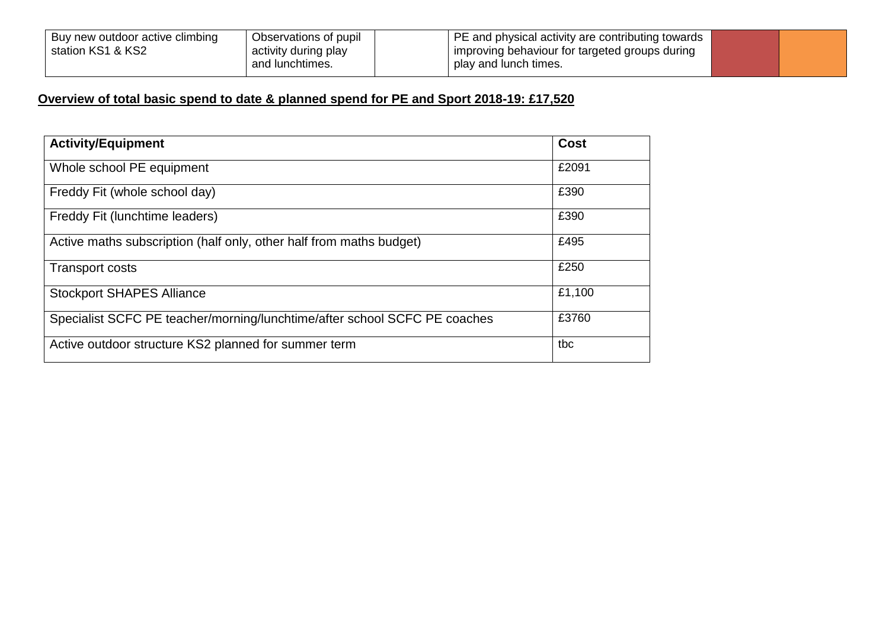| | | | | | |
|---|---|---|---|---|---|
| Buy new outdoor active climbing station KS1 & KS2 | Observations of pupil activity during play and lunchtimes. | | PE and physical activity are contributing towards improving behaviour for targeted groups during play and lunch times. | | |

**Overview of total basic spend to date & planned spend for PE and Sport 2018-19: £17,520**

| Activity/Equipment | Cost |
|---|---|
| Whole school PE equipment | £2091 |
| Freddy Fit (whole school day) | £390 |
| Freddy Fit (lunchtime leaders) | £390 |
| Active maths subscription (half only, other half from maths budget) | £495 |
| Transport costs | £250 |
| Stockport SHAPES Alliance | £1,100 |
| Specialist SCFC PE teacher/morning/lunchtime/after school SCFC PE coaches | £3760 |
| Active outdoor structure KS2 planned for summer term | tbc |